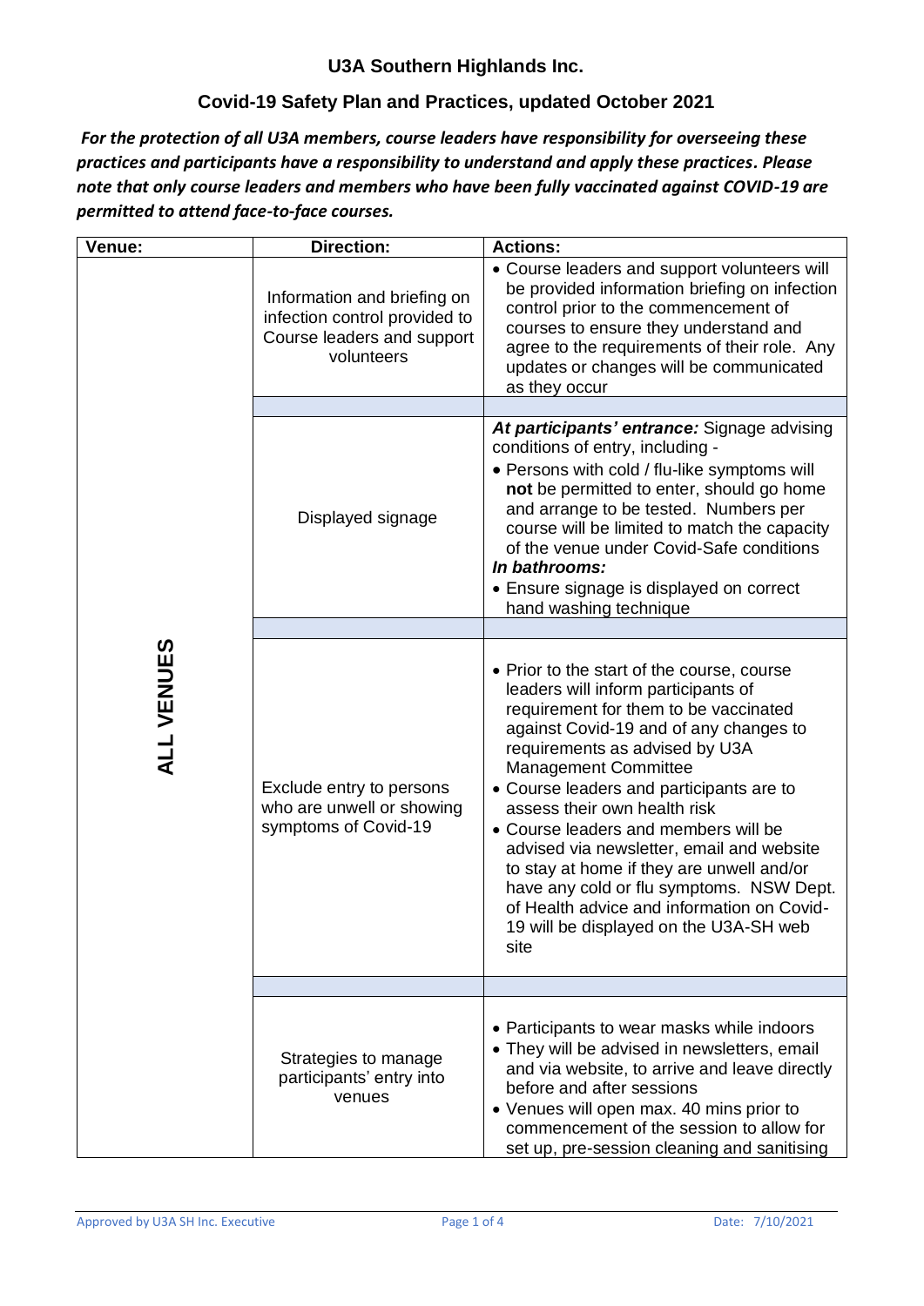# U3A Southern Highlands Inc.

## Covid-19 Safety Plan and Practices, updated October 2021

***For the protection of all U3A members, course leaders have responsibility for overseeing these practices and participants have a responsibility to understand and apply these practices. Please note that only course leaders and members who have been fully vaccinated against COVID-19 are permitted to attend face-to-face courses.***

| Venue: | Direction: | Actions: |
|---|---|---|
| **ALL VENUES** | Information and briefing on infection control provided to Course leaders and support volunteers | • Course leaders and support volunteers will be provided information briefing on infection control prior to the commencement of courses to ensure they understand and agree to the requirements of their role. Any updates or changes will be communicated as they occur |
| | | |
| | Displayed signage | ***At participants' entrance:*** Signage advising conditions of entry, including -<br>• Persons with cold / flu-like symptoms will **not** be permitted to enter, should go home and arrange to be tested. Numbers per course will be limited to match the capacity of the venue under Covid-Safe conditions<br>***In bathrooms:***<br>• Ensure signage is displayed on correct hand washing technique |
| | | |
| | Exclude entry to persons who are unwell or showing symptoms of Covid-19 | • Prior to the start of the course, course leaders will inform participants of requirement for them to be vaccinated against Covid-19 and of any changes to requirements as advised by U3A Management Committee<br>• Course leaders and participants are to assess their own health risk<br>• Course leaders and members will be advised via newsletter, email and website to stay at home if they are unwell and/or have any cold or flu symptoms. NSW Dept. of Health advice and information on Covid-19 will be displayed on the U3A-SH web site |
| | | |
| | Strategies to manage participants' entry into venues | • Participants to wear masks while indoors<br>• They will be advised in newsletters, email and via website, to arrive and leave directly before and after sessions<br>• Venues will open max. 40 mins prior to commencement of the session to allow for set up, pre-session cleaning and sanitising |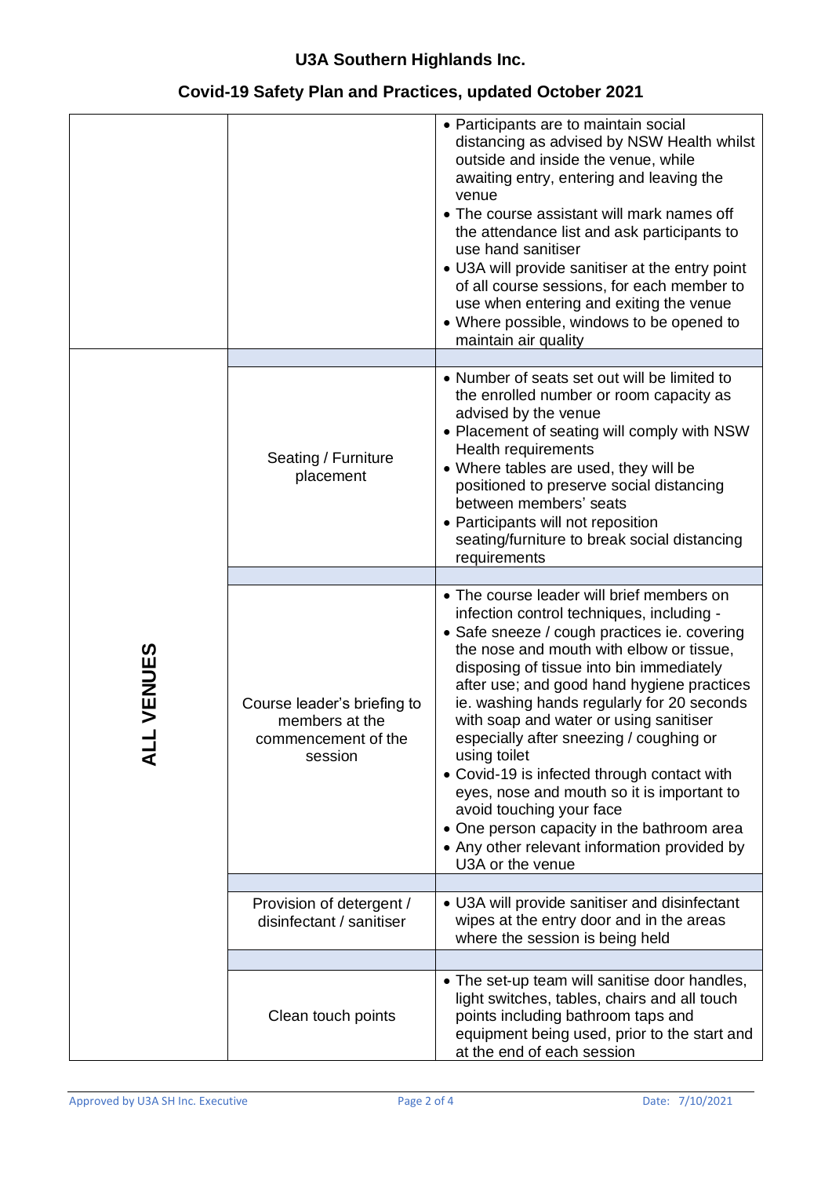# U3A Southern Highlands Inc.

## Covid-19 Safety Plan and Practices, updated October 2021

| | | |
|---|---|---|
| | | • Participants are to maintain social distancing as advised by NSW Health whilst outside and inside the venue, while awaiting entry, entering and leaving the venue<br>• The course assistant will mark names off the attendance list and ask participants to use hand sanitiser<br>• U3A will provide sanitiser at the entry point of all course sessions, for each member to use when entering and exiting the venue<br>• Where possible, windows to be opened to maintain air quality |
| **ALL VENUES** | | |
| | Seating / Furniture placement | • Number of seats set out will be limited to the enrolled number or room capacity as advised by the venue<br>• Placement of seating will comply with NSW Health requirements<br>• Where tables are used, they will be positioned to preserve social distancing between members' seats<br>• Participants will not reposition seating/furniture to break social distancing requirements |
| | | |
| | Course leader's briefing to members at the commencement of the session | • The course leader will brief members on infection control techniques, including -<br>• Safe sneeze / cough practices ie. covering the nose and mouth with elbow or tissue, disposing of tissue into bin immediately after use; and good hand hygiene practices ie. washing hands regularly for 20 seconds with soap and water or using sanitiser especially after sneezing / coughing or using toilet<br>• Covid-19 is infected through contact with eyes, nose and mouth so it is important to avoid touching your face<br>• One person capacity in the bathroom area<br>• Any other relevant information provided by U3A or the venue |
| | | |
| | Provision of detergent / disinfectant / sanitiser | • U3A will provide sanitiser and disinfectant wipes at the entry door and in the areas where the session is being held |
| | | |
| | Clean touch points | • The set-up team will sanitise door handles, light switches, tables, chairs and all touch points including bathroom taps and equipment being used, prior to the start and at the end of each session |

Approved by U3A SH Inc. Executive

Date: 7/10/2021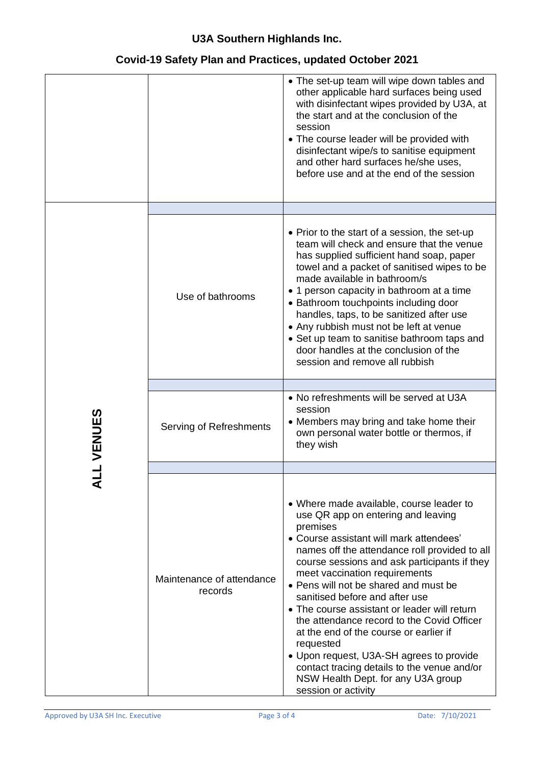## U3A Southern Highlands Inc.

## Covid-19 Safety Plan and Practices, updated October 2021

| | | |
|---|---|---|
| | | • The set-up team will wipe down tables and other applicable hard surfaces being used with disinfectant wipes provided by U3A, at the start and at the conclusion of the session<br>• The course leader will be provided with disinfectant wipe/s to sanitise equipment and other hard surfaces he/she uses, before use and at the end of the session |
| ALL VENUES | | |
| | Use of bathrooms | • Prior to the start of a session, the set-up team will check and ensure that the venue has supplied sufficient hand soap, paper towel and a packet of sanitised wipes to be made available in bathroom/s<br>• 1 person capacity in bathroom at a time<br>• Bathroom touchpoints including door handles, taps, to be sanitized after use<br>• Any rubbish must not be left at venue<br>• Set up team to sanitise bathroom taps and door handles at the conclusion of the session and remove all rubbish |
| | | |
| | Serving of Refreshments | • No refreshments will be served at U3A session<br>• Members may bring and take home their own personal water bottle or thermos, if they wish |
| | | |
| | Maintenance of attendance records | • Where made available, course leader to use QR app on entering and leaving premises<br>• Course assistant will mark attendees' names off the attendance roll provided to all course sessions and ask participants if they meet vaccination requirements<br>• Pens will not be shared and must be sanitised before and after use<br>• The course assistant or leader will return the attendance record to the Covid Officer at the end of the course or earlier if requested<br>• Upon request, U3A-SH agrees to provide contact tracing details to the venue and/or NSW Health Dept. for any U3A group session or activity |

Approved by U3A SH Inc. Executive — Date: 7/10/2021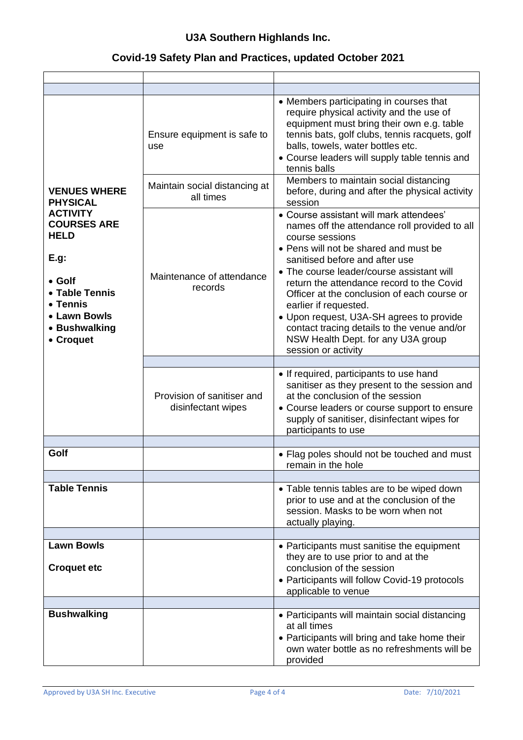# U3A Southern Highlands Inc.

## Covid-19 Safety Plan and Practices, updated October 2021

| | | |
|---|---|---|
| | | |
| **VENUES WHERE PHYSICAL ACTIVITY COURSES ARE HELD**<br><br>**E.g:**<br><br>• **Golf**<br>• **Table Tennis**<br>• **Tennis**<br>• **Lawn Bowls**<br>• **Bushwalking**<br>• **Croquet** | Ensure equipment is safe to use | • Members participating in courses that require physical activity and the use of equipment must bring their own e.g. table tennis bats, golf clubs, tennis racquets, golf balls, towels, water bottles etc.<br>• Course leaders will supply table tennis and tennis balls |
| | Maintain social distancing at all times | Members to maintain social distancing before, during and after the physical activity session |
| | Maintenance of attendance records | • Course assistant will mark attendees' names off the attendance roll provided to all course sessions<br>• Pens will not be shared and must be sanitised before and after use<br>• The course leader/course assistant will return the attendance record to the Covid Officer at the conclusion of each course or earlier if requested.<br>• Upon request, U3A-SH agrees to provide contact tracing details to the venue and/or NSW Health Dept. for any U3A group session or activity |
| | | |
| | Provision of sanitiser and disinfectant wipes | • If required, participants to use hand sanitiser as they present to the session and at the conclusion of the session<br>• Course leaders or course support to ensure supply of sanitiser, disinfectant wipes for participants to use |
| | | |
| **Golf** | | • Flag poles should not be touched and must remain in the hole |
| | | |
| **Table Tennis** | | • Table tennis tables are to be wiped down prior to use and at the conclusion of the session. Masks to be worn when not actually playing. |
| | | |
| **Lawn Bowls**<br><br>**Croquet etc** | | • Participants must sanitise the equipment they are to use prior to and at the conclusion of the session<br>• Participants will follow Covid-19 protocols applicable to venue |
| | | |
| **Bushwalking** | | • Participants will maintain social distancing at all times<br>• Participants will bring and take home their own water bottle as no refreshments will be provided |

Approved by U3A SH Inc. Executive — Date: 7/10/2021